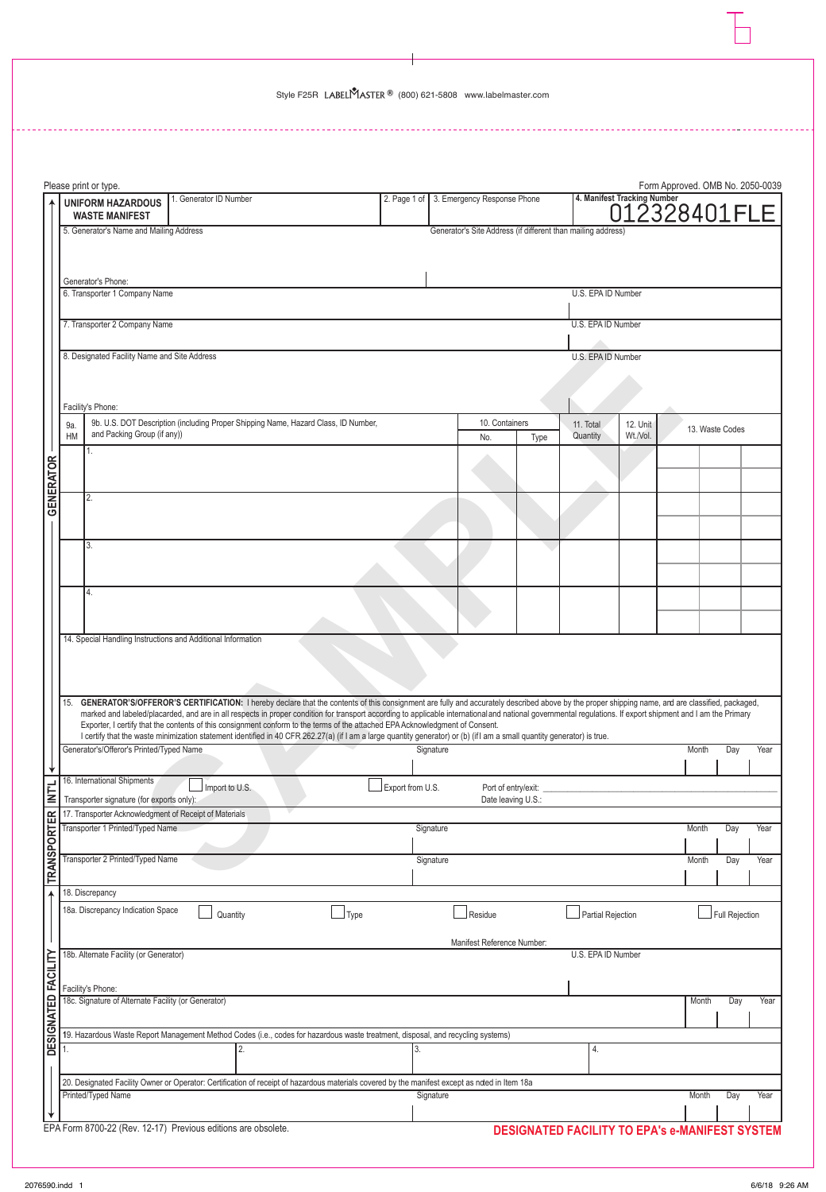Style F25R LABELMASTER® (800) 621-5808 www.labelmaster.com

Please print or type.

Form Approved. OMB No. 2050-0039

**UNIFORM HAZARDOUS WASTE MANIFEST**

| 1. Generator ID Number | 2. Page 1 of | 3. Emergency Response Phone | 4. Manifest Tracking Number 012328401FLE |
|---|---|---|---|

**GENERATOR**

5. Generator's Name and Mailing Address

Generator's Site Address (if different than mailing address)

Generator's Phone:

6. Transporter 1 Company Name — U.S. EPA ID Number

7. Transporter 2 Company Name — U.S. EPA ID Number

8. Designated Facility Name and Site Address — U.S. EPA ID Number

Facility's Phone:

| 9a. HM | 9b. U.S. DOT Description (including Proper Shipping Name, Hazard Class, ID Number, and Packing Group (if any)) | 10. Containers No. | Type | 11. Total Quantity | 12. Unit Wt./Vol. | 13. Waste Codes |
|---|---|---|---|---|---|---|
| | 1. | | | | | |
| | 2. | | | | | |
| | 3. | | | | | |
| | 4. | | | | | |

14. Special Handling Instructions and Additional Information

15. **GENERATOR'S/OFFEROR'S CERTIFICATION:** I hereby declare that the contents of this consignment are fully and accurately described above by the proper shipping name, and are classified, packaged, marked and labeled/placarded, and are in all respects in proper condition for transport according to applicable international and national governmental regulations. If export shipment and I am the Primary Exporter, I certify that the contents of this consignment conform to the terms of the attached EPA Acknowledgment of Consent.
I certify that the waste minimization statement identified in 40 CFR 262.27(a) (if I am a large quantity generator) or (b) (if I am a small quantity generator) is true.

| Generator's/Offeror's Printed/Typed Name | Signature | Month | Day | Year |
|---|---|---|---|---|
| | | | | |

**INT'L**

16. International Shipments ☐ Import to U.S. ☐ Export from U.S. Port of entry/exit:

Transporter signature (for exports only): Date leaving U.S.:

**TRANSPORTER**

17. Transporter Acknowledgment of Receipt of Materials

| | Signature | Month | Day | Year |
|---|---|---|---|---|
| Transporter 1 Printed/Typed Name | | | | |
| Transporter 2 Printed/Typed Name | | | | |

**DESIGNATED FACILITY**

18. Discrepancy

18a. Discrepancy Indication Space ☐ Quantity ☐ Type ☐ Residue ☐ Partial Rejection ☐ Full Rejection

Manifest Reference Number:

18b. Alternate Facility (or Generator) — U.S. EPA ID Number

Facility's Phone:

| 18c. Signature of Alternate Facility (or Generator) | Month | Day | Year |
|---|---|---|---|
| | | | |

19. Hazardous Waste Report Management Method Codes (i.e., codes for hazardous waste treatment, disposal, and recycling systems)

| 1. | 2. | 3. | 4. |
|---|---|---|---|
| | | | |

20. Designated Facility Owner or Operator: Certification of receipt of hazardous materials covered by the manifest except as noted in Item 18a

| Printed/Typed Name | Signature | Month | Day | Year |
|---|---|---|---|---|
| | | | | |

EPA Form 8700-22 (Rev. 12-17) Previous editions are obsolete.

**DESIGNATED FACILITY TO EPA's e-MANIFEST SYSTEM**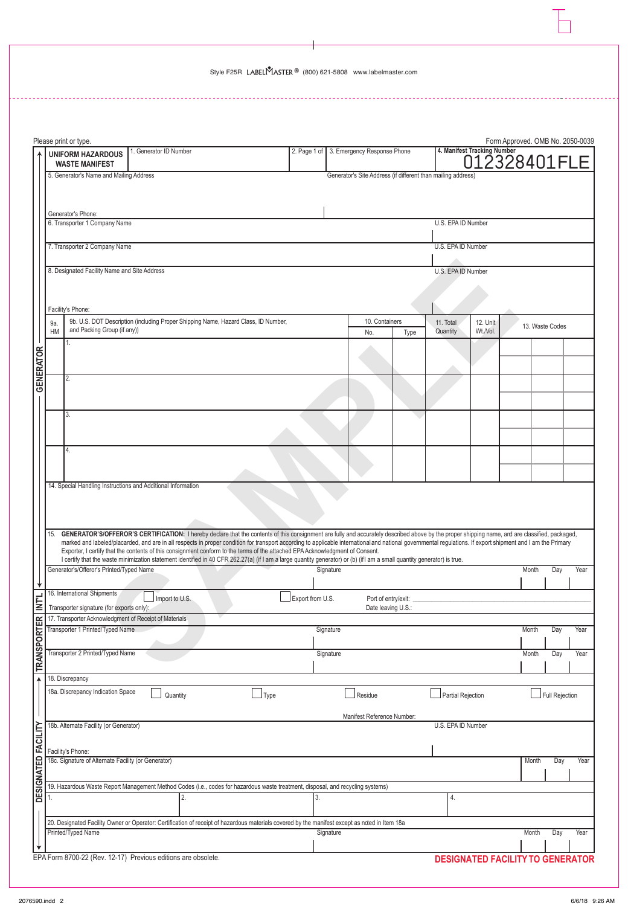Style F25R LABELMASTER® (800) 621-5808 www.labelmaster.com

Please print or type.

Form Approved. OMB No. 2050-0039

| **UNIFORM HAZARDOUS WASTE MANIFEST** | 1. Generator ID Number | 2. Page 1 of | 3. Emergency Response Phone | **4. Manifest Tracking Number** 012328401FLE |
|---|---|---|---|---|

**GENERATOR**

5. Generator's Name and Mailing Address

Generator's Site Address (if different than mailing address)

Generator's Phone:

6. Transporter 1 Company Name — U.S. EPA ID Number

7. Transporter 2 Company Name — U.S. EPA ID Number

8. Designated Facility Name and Site Address — U.S. EPA ID Number

Facility's Phone:

| 9a. HM | 9b. U.S. DOT Description (including Proper Shipping Name, Hazard Class, ID Number, and Packing Group (if any)) | 10. Containers | | 11. Total Quantity | 12. Unit Wt./Vol. | 13. Waste Codes |
|---|---|---|---|---|---|---|
| | | No. | Type | | | |
| | 1. | | | | | |
| | 2. | | | | | |
| | 3. | | | | | |
| | 4. | | | | | |

14. Special Handling Instructions and Additional Information

15. **GENERATOR'S/OFFEROR'S CERTIFICATION:** I hereby declare that the contents of this consignment are fully and accurately described above by the proper shipping name, and are classified, packaged, marked and labeled/placarded, and are in all respects in proper condition for transport according to applicable international and national governmental regulations. If export shipment and I am the Primary Exporter, I certify that the contents of this consignment conform to the terms of the attached EPA Acknowledgment of Consent.
I certify that the waste minimization statement identified in 40 CFR 262.27(a) (if I am a large quantity generator) or (b) (if I am a small quantity generator) is true.

| Generator's/Offeror's Printed/Typed Name | Signature | Month | Day | Year |
|---|---|---|---|---|
| | | | | |

**INT'L**

16. International Shipments ☐ Import to U.S. ☐ Export from U.S. Port of entry/exit:
Transporter signature (for exports only): Date leaving U.S.:

**TRANSPORTER**

17. Transporter Acknowledgment of Receipt of Materials

| Transporter 1 Printed/Typed Name | Signature | Month | Day | Year |
|---|---|---|---|---|
| | | | | |
| **Transporter 2 Printed/Typed Name** | **Signature** | **Month** | **Day** | **Year** |
| | | | | |

**DESIGNATED FACILITY**

18. Discrepancy

18a. Discrepancy Indication Space ☐ Quantity ☐ Type ☐ Residue ☐ Partial Rejection ☐ Full Rejection

Manifest Reference Number:

18b. Alternate Facility (or Generator) — U.S. EPA ID Number

Facility's Phone:

| 18c. Signature of Alternate Facility (or Generator) | Month | Day | Year |
|---|---|---|---|
| | | | |

19. Hazardous Waste Report Management Method Codes (i.e., codes for hazardous waste treatment, disposal, and recycling systems)

| 1. | 2. | 3. | 4. |
|---|---|---|---|

20. Designated Facility Owner or Operator: Certification of receipt of hazardous materials covered by the manifest except as noted in Item 18a

| Printed/Typed Name | Signature | Month | Day | Year |
|---|---|---|---|---|
| | | | | |

EPA Form 8700-22 (Rev. 12-17) Previous editions are obsolete.

**DESIGNATED FACILITY TO GENERATOR**

SAMPLE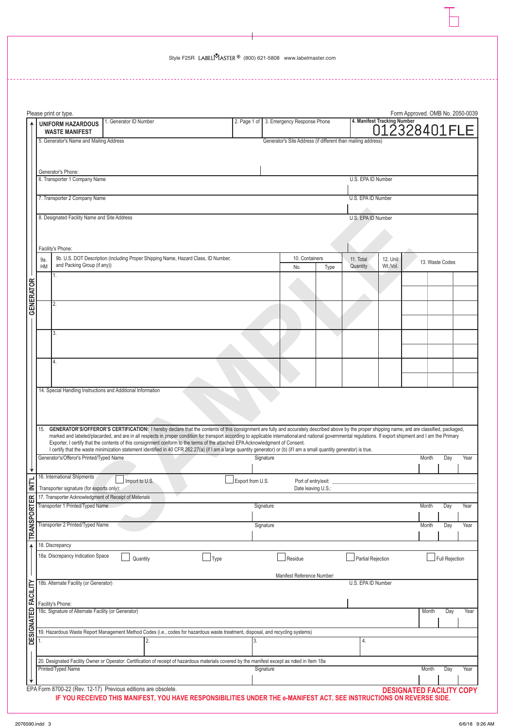Style F25R LABELMASTER® (800) 621-5808 www.labelmaster.com

Please print or type.

Form Approved. OMB No. 2050-0039

**UNIFORM HAZARDOUS WASTE MANIFEST**

| 1. Generator ID Number | 2. Page 1 of | 3. Emergency Response Phone | 4. Manifest Tracking Number 012328401FLE |
|---|---|---|---|

| 5. Generator's Name and Mailing Address | Generator's Site Address (if different than mailing address) |
|---|---|
| Generator's Phone: | |

| 6. Transporter 1 Company Name | U.S. EPA ID Number |
|---|---|
| 7. Transporter 2 Company Name | U.S. EPA ID Number |
| 8. Designated Facility Name and Site Address | U.S. EPA ID Number |
| Facility's Phone: | |

GENERATOR

| 9a. HM | 9b. U.S. DOT Description (including Proper Shipping Name, Hazard Class, ID Number, and Packing Group (if any)) | 10. Containers No. | 10. Containers Type | 11. Total Quantity | 12. Unit Wt./Vol. | 13. Waste Codes |
|---|---|---|---|---|---|---|
| | 1. | | | | | |
| | 2. | | | | | |
| | 3. | | | | | |
| | 4. | | | | | |

14. Special Handling Instructions and Additional Information

15. **GENERATOR'S/OFFEROR'S CERTIFICATION:** I hereby declare that the contents of this consignment are fully and accurately described above by the proper shipping name, and are classified, packaged, marked and labeled/placarded, and are in all respects in proper condition for transport according to applicable international and national governmental regulations. If export shipment and I am the Primary Exporter, I certify that the contents of this consignment conform to the terms of the attached EPA Acknowledgment of Consent.
I certify that the waste minimization statement identified in 40 CFR 262.27(a) (if I am a large quantity generator) or (b) (if I am a small quantity generator) is true.

| Generator's/Offeror's Printed/Typed Name | Signature | Month | Day | Year |
|---|---|---|---|---|

INT'L

| 16. International Shipments | ☐ Import to U.S. | ☐ Export from U.S. | Port of entry/exit: |
|---|---|---|---|
| Transporter signature (for exports only): | | | Date leaving U.S.: |

TRANSPORTER

17. Transporter Acknowledgment of Receipt of Materials

| Transporter 1 Printed/Typed Name | Signature | Month | Day | Year |
|---|---|---|---|---|
| Transporter 2 Printed/Typed Name | Signature | Month | Day | Year |

DESIGNATED FACILITY

18. Discrepancy

18a. Discrepancy Indication Space ☐ Quantity ☐ Type ☐ Residue ☐ Partial Rejection ☐ Full Rejection

Manifest Reference Number:

| 18b. Alternate Facility (or Generator) | U.S. EPA ID Number |
|---|---|
| Facility's Phone: | |

| 18c. Signature of Alternate Facility (or Generator) | Month | Day | Year |
|---|---|---|---|

19. Hazardous Waste Report Management Method Codes (i.e., codes for hazardous waste treatment, disposal, and recycling systems)

| 1. | 2. | 3. | 4. |
|---|---|---|---|

20. Designated Facility Owner or Operator: Certification of receipt of hazardous materials covered by the manifest except as noted in Item 18a

| Printed/Typed Name | Signature | Month | Day | Year |
|---|---|---|---|---|

EPA Form 8700-22 (Rev. 12-17) Previous editions are obsolete.

**DESIGNATED FACILITY COPY**

**IF YOU RECEIVED THIS MANIFEST, YOU HAVE RESPONSIBILITIES UNDER THE e-MANIFEST ACT. SEE INSTRUCTIONS ON REVERSE SIDE.**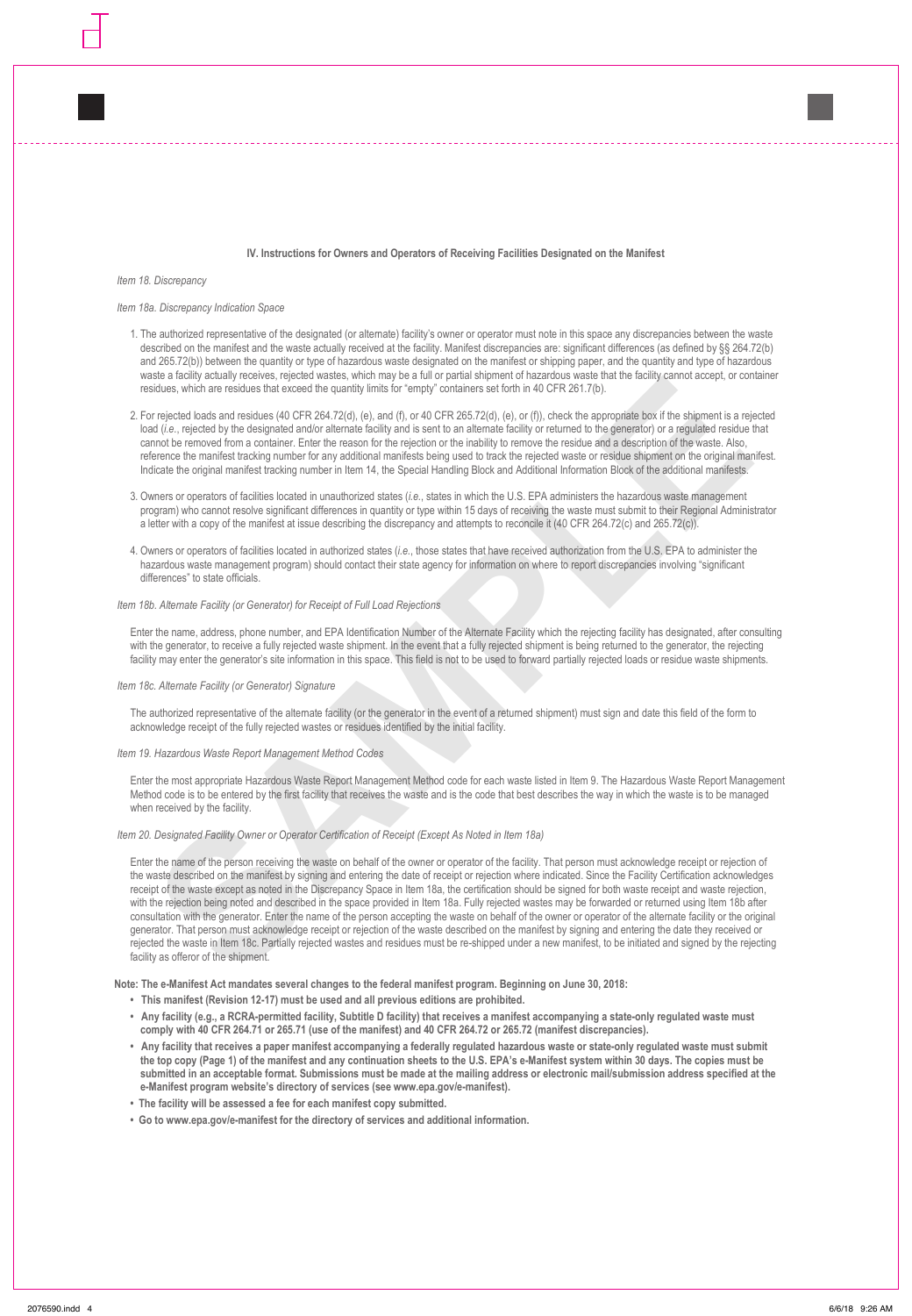### IV. Instructions for Owners and Operators of Receiving Facilities Designated on the Manifest

*Item 18. Discrepancy*

*Item 18a. Discrepancy Indication Space*

1. The authorized representative of the designated (or alternate) facility's owner or operator must note in this space any discrepancies between the waste described on the manifest and the waste actually received at the facility. Manifest discrepancies are: significant differences (as defined by §§ 264.72(b) and 265.72(b)) between the quantity or type of hazardous waste designated on the manifest or shipping paper, and the quantity and type of hazardous waste a facility actually receives, rejected wastes, which may be a full or partial shipment of hazardous waste that the facility cannot accept, or container residues, which are residues that exceed the quantity limits for "empty" containers set forth in 40 CFR 261.7(b).

2. For rejected loads and residues (40 CFR 264.72(d), (e), and (f), or 40 CFR 265.72(d), (e), or (f)), check the appropriate box if the shipment is a rejected load (*i.e.*, rejected by the designated and/or alternate facility and is sent to an alternate facility or returned to the generator) or a regulated residue that cannot be removed from a container. Enter the reason for the rejection or the inability to remove the residue and a description of the waste. Also, reference the manifest tracking number for any additional manifests being used to track the rejected waste or residue shipment on the original manifest. Indicate the original manifest tracking number in Item 14, the Special Handling Block and Additional Information Block of the additional manifests.

3. Owners or operators of facilities located in unauthorized states (*i.e.*, states in which the U.S. EPA administers the hazardous waste management program) who cannot resolve significant differences in quantity or type within 15 days of receiving the waste must submit to their Regional Administrator a letter with a copy of the manifest at issue describing the discrepancy and attempts to reconcile it (40 CFR 264.72(c) and 265.72(c)).

4. Owners or operators of facilities located in authorized states (*i.e.*, those states that have received authorization from the U.S. EPA to administer the hazardous waste management program) should contact their state agency for information on where to report discrepancies involving "significant differences" to state officials.

*Item 18b. Alternate Facility (or Generator) for Receipt of Full Load Rejections*

Enter the name, address, phone number, and EPA Identification Number of the Alternate Facility which the rejecting facility has designated, after consulting with the generator, to receive a fully rejected waste shipment. In the event that a fully rejected shipment is being returned to the generator, the rejecting facility may enter the generator's site information in this space. This field is not to be used to forward partially rejected loads or residue waste shipments.

*Item 18c. Alternate Facility (or Generator) Signature*

The authorized representative of the alternate facility (or the generator in the event of a returned shipment) must sign and date this field of the form to acknowledge receipt of the fully rejected wastes or residues identified by the initial facility.

*Item 19. Hazardous Waste Report Management Method Codes*

Enter the most appropriate Hazardous Waste Report Management Method code for each waste listed in Item 9. The Hazardous Waste Report Management Method code is to be entered by the first facility that receives the waste and is the code that best describes the way in which the waste is to be managed when received by the facility.

*Item 20. Designated Facility Owner or Operator Certification of Receipt (Except As Noted in Item 18a)*

Enter the name of the person receiving the waste on behalf of the owner or operator of the facility. That person must acknowledge receipt or rejection of the waste described on the manifest by signing and entering the date of receipt or rejection where indicated. Since the Facility Certification acknowledges receipt of the waste except as noted in the Discrepancy Space in Item 18a, the certification should be signed for both waste receipt and waste rejection, with the rejection being noted and described in the space provided in Item 18a. Fully rejected wastes may be forwarded or returned using Item 18b after consultation with the generator. Enter the name of the person accepting the waste on behalf of the owner or operator of the alternate facility or the original generator. That person must acknowledge receipt or rejection of the waste described on the manifest by signing and entering the date they received or rejected the waste in Item 18c. Partially rejected wastes and residues must be re-shipped under a new manifest, to be initiated and signed by the rejecting facility as offeror of the shipment.

**Note: The e-Manifest Act mandates several changes to the federal manifest program. Beginning on June 30, 2018:**

- **This manifest (Revision 12-17) must be used and all previous editions are prohibited.**
- **Any facility (e.g., a RCRA-permitted facility, Subtitle D facility) that receives a manifest accompanying a state-only regulated waste must comply with 40 CFR 264.71 or 265.71 (use of the manifest) and 40 CFR 264.72 or 265.72 (manifest discrepancies).**
- **Any facility that receives a paper manifest accompanying a federally regulated hazardous waste or state-only regulated waste must submit the top copy (Page 1) of the manifest and any continuation sheets to the U.S. EPA's e-Manifest system within 30 days. The copies must be submitted in an acceptable format. Submissions must be made at the mailing address or electronic mail/submission address specified at the e-Manifest program website's directory of services (see www.epa.gov/e-manifest).**
- **The facility will be assessed a fee for each manifest copy submitted.**
- **Go to www.epa.gov/e-manifest for the directory of services and additional information.**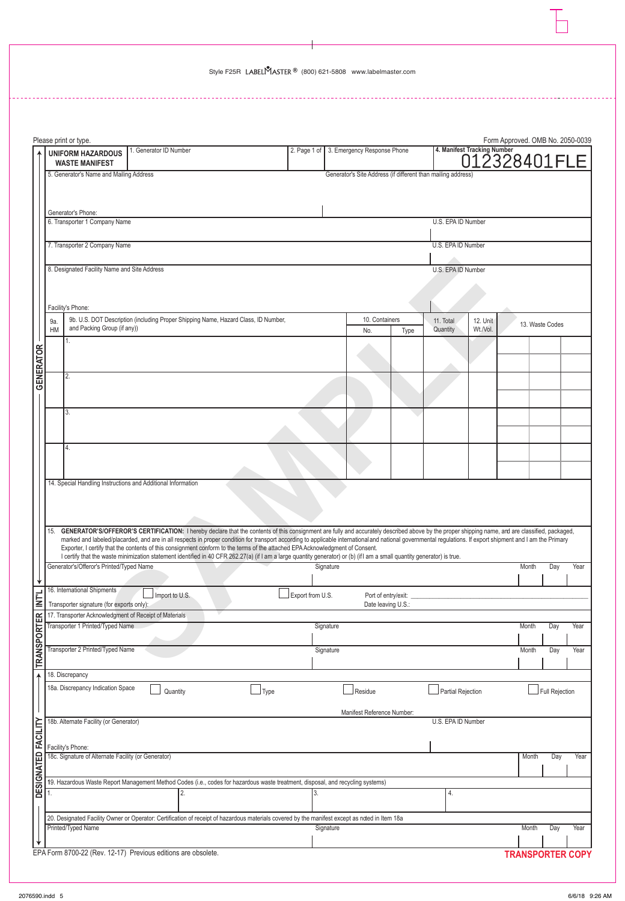Style F25R LABELMASTER® (800) 621-5808 www.labelmaster.com

Please print or type.

Form Approved. OMB No. 2050-0039

**UNIFORM HAZARDOUS WASTE MANIFEST**

| 1. Generator ID Number | 2. Page 1 of | 3. Emergency Response Phone | 4. Manifest Tracking Number 012328401FLE |
|---|---|---|---|

5. Generator's Name and Mailing Address

Generator's Site Address (if different than mailing address)

Generator's Phone:

| 6. Transporter 1 Company Name | U.S. EPA ID Number |
|---|---|
| 7. Transporter 2 Company Name | U.S. EPA ID Number |
| 8. Designated Facility Name and Site Address | U.S. EPA ID Number |

Facility's Phone:

**GENERATOR**

| 9a. HM | 9b. U.S. DOT Description (including Proper Shipping Name, Hazard Class, ID Number, and Packing Group (if any)) | 10. Containers | | 11. Total Quantity | 12. Unit Wt./Vol. | 13. Waste Codes |
|---|---|---|---|---|---|---|
| | | No. | Type | | | |
| | 1. | | | | | |
| | 2. | | | | | |
| | 3. | | | | | |
| | 4. | | | | | |

14. Special Handling Instructions and Additional Information

15. **GENERATOR'S/OFFEROR'S CERTIFICATION:** I hereby declare that the contents of this consignment are fully and accurately described above by the proper shipping name, and are classified, packaged, marked and labeled/placarded, and are in all respects in proper condition for transport according to applicable international and national governmental regulations. If export shipment and I am the Primary Exporter, I certify that the contents of this consignment conform to the terms of the attached EPA Acknowledgment of Consent.
I certify that the waste minimization statement identified in 40 CFR 262.27(a) (if I am a large quantity generator) or (b) (if I am a small quantity generator) is true.

| Generator's/Offeror's Printed/Typed Name | Signature | Month | Day | Year |
|---|---|---|---|---|

**INT'L**

16. International Shipments ☐ Import to U.S. ☐ Export from U.S. Port of entry/exit:
Transporter signature (for exports only): Date leaving U.S.:

**TRANSPORTER**

17. Transporter Acknowledgment of Receipt of Materials

| Transporter 1 Printed/Typed Name | Signature | Month | Day | Year |
|---|---|---|---|---|
| Transporter 2 Printed/Typed Name | Signature | Month | Day | Year |

**DESIGNATED FACILITY**

18. Discrepancy

18a. Discrepancy Indication Space ☐ Quantity ☐ Type ☐ Residue ☐ Partial Rejection ☐ Full Rejection

Manifest Reference Number:

18b. Alternate Facility (or Generator) U.S. EPA ID Number

Facility's Phone:

| 18c. Signature of Alternate Facility (or Generator) | Month | Day | Year |
|---|---|---|---|

19. Hazardous Waste Report Management Method Codes (i.e., codes for hazardous waste treatment, disposal, and recycling systems)

| 1. | 2. | 3. | 4. |
|---|---|---|---|

20. Designated Facility Owner or Operator: Certification of receipt of hazardous materials covered by the manifest except as noted in Item 18a

| Printed/Typed Name | Signature | Month | Day | Year |
|---|---|---|---|---|

EPA Form 8700-22 (Rev. 12-17) Previous editions are obsolete.

**TRANSPORTER COPY**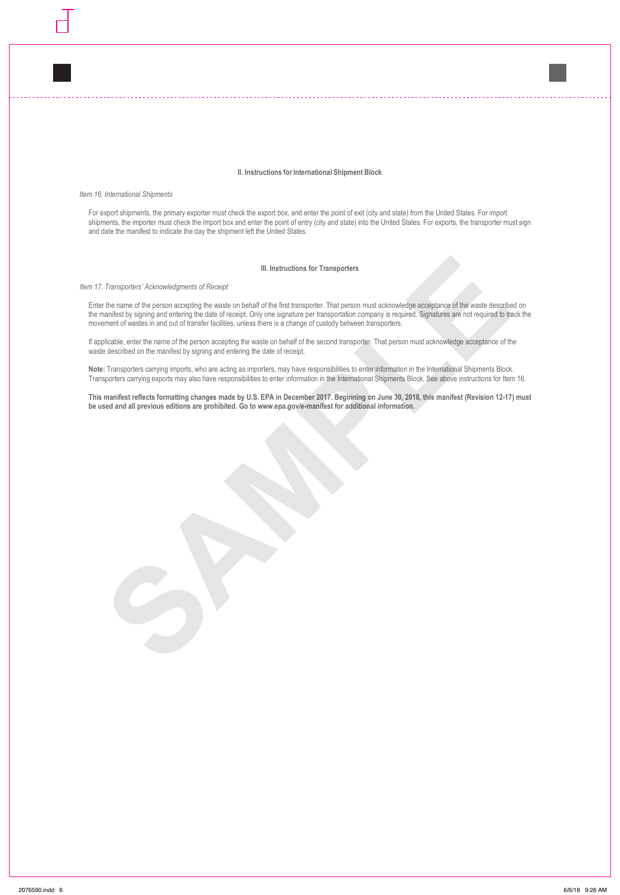## II. Instructions for International Shipment Block

*Item 16. International Shipments*

For export shipments, the primary exporter must check the export box, and enter the point of exit (city and state) from the United States. For import shipments, the importer must check the import box and enter the point of entry (city and state) into the United States. For exports, the transporter must sign and date the manifest to indicate the day the shipment left the United States.

## III. Instructions for Transporters

*Item 17. Transporters' Acknowledgments of Receipt*

Enter the name of the person accepting the waste on behalf of the first transporter. That person must acknowledge acceptance of the waste described on the manifest by signing and entering the date of receipt. Only one signature per transportation company is required. Signatures are not required to track the movement of wastes in and out of transfer facilities, unless there is a change of custody between transporters.

If applicable, enter the name of the person accepting the waste on behalf of the second transporter. That person must acknowledge acceptance of the waste described on the manifest by signing and entering the date of receipt.

**Note:** Transporters carrying imports, who are acting as importers, may have responsibilities to enter information in the International Shipments Block. Transporters carrying exports may also have responsibilities to enter information in the International Shipments Block. See above instructions for Item 16.

**This manifest reflects formatting changes made by U.S. EPA in December 2017. Beginning on June 30, 2018, this manifest (Revision 12-17) must be used and all previous editions are prohibited. Go to www.epa.gov/e-manifest for additional information.**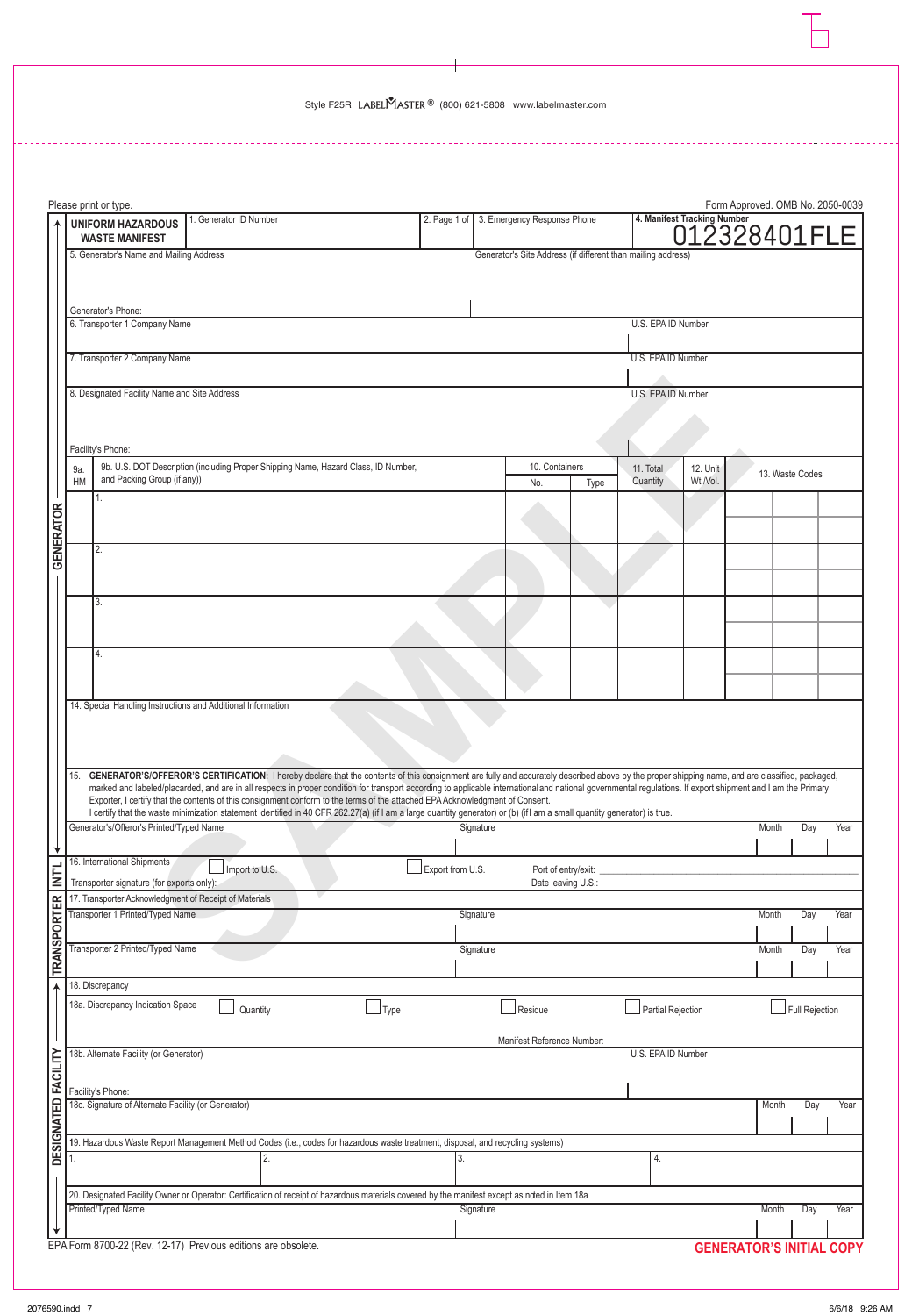Style F25R LABELMASTER® (800) 621-5808 www.labelmaster.com

Please print or type.

Form Approved. OMB No. 2050-0039

**UNIFORM HAZARDOUS WASTE MANIFEST**

| 1. Generator ID Number | 2. Page 1 of | 3. Emergency Response Phone | 4. Manifest Tracking Number 012328401FLE |
|---|---|---|---|

5. Generator's Name and Mailing Address

Generator's Site Address (if different than mailing address)

Generator's Phone:

| 6. Transporter 1 Company Name | U.S. EPA ID Number |
|---|---|
| 7. Transporter 2 Company Name | U.S. EPA ID Number |
| 8. Designated Facility Name and Site Address | U.S. EPA ID Number |

Facility's Phone:

**GENERATOR**

| 9a. HM | 9b. U.S. DOT Description (including Proper Shipping Name, Hazard Class, ID Number, and Packing Group (if any)) | 10. Containers No. | 10. Containers Type | 11. Total Quantity | 12. Unit Wt./Vol. | 13. Waste Codes |
|---|---|---|---|---|---|---|
| | 1. | | | | | |
| | 2. | | | | | |
| | 3. | | | | | |
| | 4. | | | | | |

14. Special Handling Instructions and Additional Information

15. **GENERATOR'S/OFFEROR'S CERTIFICATION:** I hereby declare that the contents of this consignment are fully and accurately described above by the proper shipping name, and are classified, packaged, marked and labeled/placarded, and are in all respects in proper condition for transport according to applicable international and national governmental regulations. If export shipment and I am the Primary Exporter, I certify that the contents of this consignment conform to the terms of the attached EPA Acknowledgment of Consent.
I certify that the waste minimization statement identified in 40 CFR 262.27(a) (if I am a large quantity generator) or (b) (if I am a small quantity generator) is true.

| Generator's/Offeror's Printed/Typed Name | Signature | Month | Day | Year |
|---|---|---|---|---|

**INT'L**

16. International Shipments ☐ Import to U.S. ☐ Export from U.S. Port of entry/exit:
Transporter signature (for exports only): Date leaving U.S.:

**TRANSPORTER**

17. Transporter Acknowledgment of Receipt of Materials

| Transporter 1 Printed/Typed Name | Signature | Month | Day | Year |
|---|---|---|---|---|
| Transporter 2 Printed/Typed Name | Signature | Month | Day | Year |

**DESIGNATED FACILITY**

18. Discrepancy

18a. Discrepancy Indication Space ☐ Quantity ☐ Type ☐ Residue ☐ Partial Rejection ☐ Full Rejection

Manifest Reference Number:

18b. Alternate Facility (or Generator) U.S. EPA ID Number

Facility's Phone:

| 18c. Signature of Alternate Facility (or Generator) | Month | Day | Year |
|---|---|---|---|

19. Hazardous Waste Report Management Method Codes (i.e., codes for hazardous waste treatment, disposal, and recycling systems)

| 1. | 2. | 3. | 4. |
|---|---|---|---|

20. Designated Facility Owner or Operator: Certification of receipt of hazardous materials covered by the manifest except as noted in Item 18a

| Printed/Typed Name | Signature | Month | Day | Year |
|---|---|---|---|---|

EPA Form 8700-22 (Rev. 12-17) Previous editions are obsolete.

**GENERATOR'S INITIAL COPY**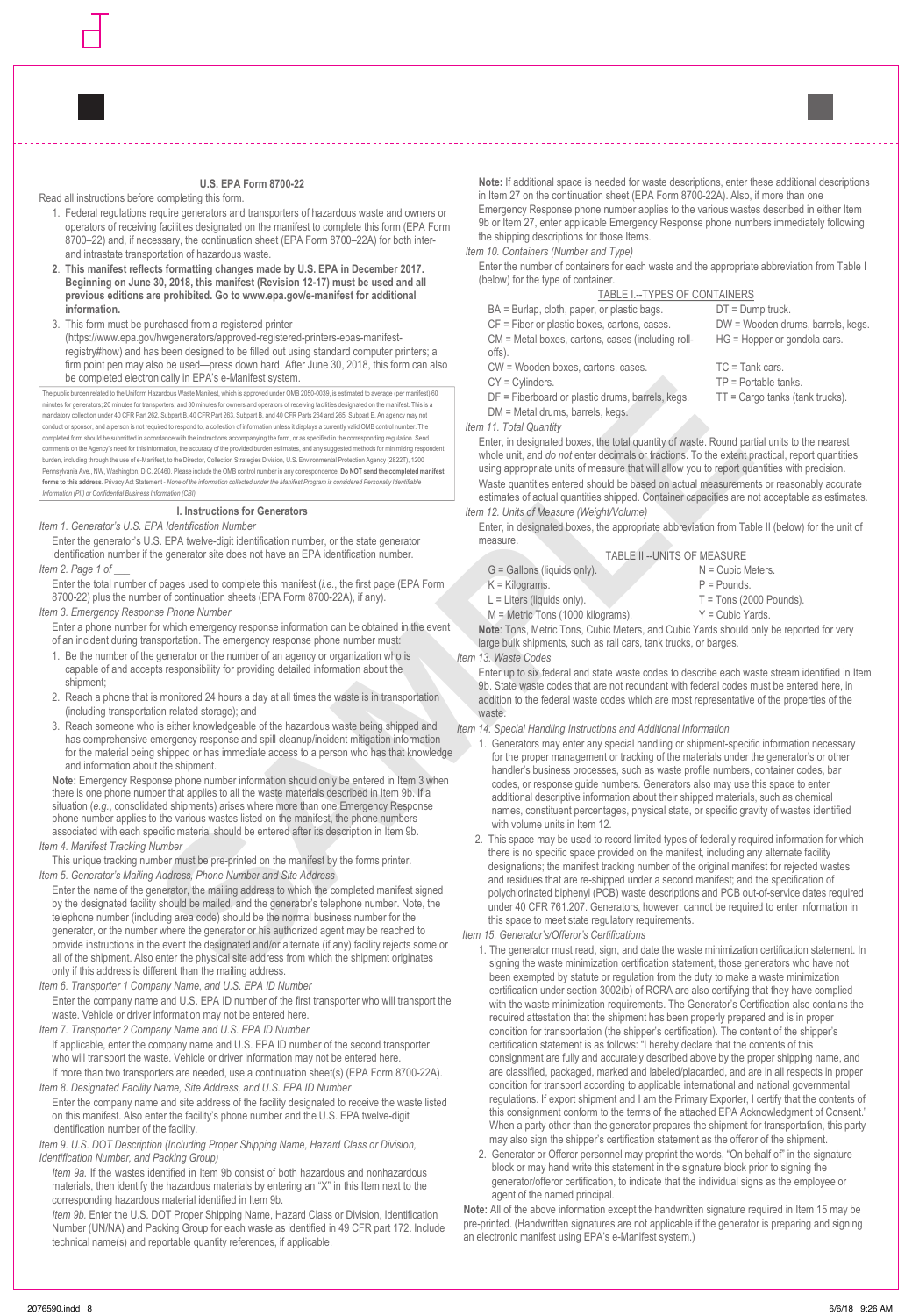## U.S. EPA Form 8700-22

Read all instructions before completing this form.

1. Federal regulations require generators and transporters of hazardous waste and owners or operators of receiving facilities designated on the manifest to complete this form (EPA Form 8700–22) and, if necessary, the continuation sheet (EPA Form 8700–22A) for both inter- and intrastate transportation of hazardous waste.
2. **This manifest reflects formatting changes made by U.S. EPA in December 2017. Beginning on June 30, 2018, this manifest (Revision 12-17) must be used and all previous editions are prohibited. Go to www.epa.gov/e-manifest for additional information.**
3. This form must be purchased from a registered printer (https://www.epa.gov/hwgenerators/approved-registered-printers-epas-manifest-registry#how) and has been designed to be filled out using standard computer printers; a firm point pen may also be used—press down hard. After June 30, 2018, this form can also be completed electronically in EPA's e-Manifest system.

The public burden related to the Uniform Hazardous Waste Manifest, which is approved under OMB 2050-0039, is estimated to average (per manifest) 60 minutes for generators; 20 minutes for transporters; and 30 minutes for owners and operators of receiving facilities designated on the manifest. This is a mandatory collection under 40 CFR Part 262, Subpart B, 40 CFR Part 263, Subpart B, and 40 CFR Parts 264 and 265, Subpart E. An agency may not conduct or sponsor, and a person is not required to respond to, a collection of information unless it displays a currently valid OMB control number. The completed form should be submitted in accordance with the instructions accompanying the form, or as specified in the corresponding regulation. Send comments on the Agency's need for this information, the accuracy of the provided burden estimates, and any suggested methods for minimizing respondent burden, including through the use of e-Manifest, to the Director, Collection Strategies Division, U.S. Environmental Protection Agency (2822T), 1200 Pennsylvania Ave., NW, Washington, D.C. 20460. Please include the OMB control number in any correspondence. **Do NOT send the completed manifest forms to this address.** Privacy Act Statement - *None of the information collected under the Manifest Program is considered Personally Identifiable Information (PII) or Confidential Business Information (CBI).*

### I. Instructions for Generators

*Item 1. Generator's U.S. EPA Identification Number*

Enter the generator's U.S. EPA twelve-digit identification number, or the state generator identification number if the generator site does not have an EPA identification number.

*Item 2. Page 1 of \_\_\_*

Enter the total number of pages used to complete this manifest (*i.e.*, the first page (EPA Form 8700-22) plus the number of continuation sheets (EPA Form 8700-22A), if any).

*Item 3. Emergency Response Phone Number*

Enter a phone number for which emergency response information can be obtained in the event of an incident during transportation. The emergency response phone number must:

1. Be the number of the generator or the number of an agency or organization who is capable of and accepts responsibility for providing detailed information about the shipment;
2. Reach a phone that is monitored 24 hours a day at all times the waste is in transportation (including transportation related storage); and
3. Reach someone who is either knowledgeable of the hazardous waste being shipped and has comprehensive emergency response and spill cleanup/incident mitigation information for the material being shipped or has immediate access to a person who has that knowledge and information about the shipment.

**Note:** Emergency Response phone number information should only be entered in Item 3 when there is one phone number that applies to all the waste materials described in Item 9b. If a situation (*e.g.*, consolidated shipments) arises where more than one Emergency Response phone number applies to the various wastes listed on the manifest, the phone numbers associated with each specific material should be entered after its description in Item 9b.

*Item 4. Manifest Tracking Number*

This unique tracking number must be pre-printed on the manifest by the forms printer.

*Item 5. Generator's Mailing Address, Phone Number and Site Address*

Enter the name of the generator, the mailing address to which the completed manifest signed by the designated facility should be mailed, and the generator's telephone number. Note, the telephone number (including area code) should be the normal business number for the generator, or the number where the generator or his authorized agent may be reached to provide instructions in the event the designated and/or alternate (if any) facility rejects some or all of the shipment. Also enter the physical site address from which the shipment originates only if this address is different than the mailing address.

*Item 6. Transporter 1 Company Name, and U.S. EPA ID Number*

Enter the company name and U.S. EPA ID number of the first transporter who will transport the waste. Vehicle or driver information may not be entered here.

*Item 7. Transporter 2 Company Name and U.S. EPA ID Number*

If applicable, enter the company name and U.S. EPA ID number of the second transporter who will transport the waste. Vehicle or driver information may not be entered here.

If more than two transporters are needed, use a continuation sheet(s) (EPA Form 8700-22A).

*Item 8. Designated Facility Name, Site Address, and U.S. EPA ID Number*

Enter the company name and site address of the facility designated to receive the waste listed on this manifest. Also enter the facility's phone number and the U.S. EPA twelve-digit identification number of the facility.

*Item 9. U.S. DOT Description (Including Proper Shipping Name, Hazard Class or Division, Identification Number, and Packing Group)*

*Item 9a.* If the wastes identified in Item 9b consist of both hazardous and nonhazardous materials, then identify the hazardous materials by entering an "X" in this Item next to the corresponding hazardous material identified in Item 9b.

*Item 9b.* Enter the U.S. DOT Proper Shipping Name, Hazard Class or Division, Identification Number (UN/NA) and Packing Group for each waste as identified in 49 CFR part 172. Include technical name(s) and reportable quantity references, if applicable.

**Note:** If additional space is needed for waste descriptions, enter these additional descriptions in Item 27 on the continuation sheet (EPA Form 8700-22A). Also, if more than one Emergency Response phone number applies to the various wastes described in either Item 9b or Item 27, enter applicable Emergency Response phone numbers immediately following the shipping descriptions for those Items.

*Item 10. Containers (Number and Type)*

Enter the number of containers for each waste and the appropriate abbreviation from Table I (below) for the type of container.

TABLE I.--TYPES OF CONTAINERS

| | |
|---|---|
| BA = Burlap, cloth, paper, or plastic bags. | DT = Dump truck. |
| CF = Fiber or plastic boxes, cartons, cases. | DW = Wooden drums, barrels, kegs. |
| CM = Metal boxes, cartons, cases (including roll-offs). | HG = Hopper or gondola cars. |
| CW = Wooden boxes, cartons, cases. | TC = Tank cars. |
| CY = Cylinders. | TP = Portable tanks. |
| DF = Fiberboard or plastic drums, barrels, kegs. | TT = Cargo tanks (tank trucks). |
| DM = Metal drums, barrels, kegs. | |

*Item 11. Total Quantity*

Enter, in designated boxes, the total quantity of waste. Round partial units to the nearest whole unit, and *do not* enter decimals or fractions. To the extent practical, report quantities using appropriate units of measure that will allow you to report quantities with precision. Waste quantities entered should be based on actual measurements or reasonably accurate estimates of actual quantities shipped. Container capacities are not acceptable as estimates.

*Item 12. Units of Measure (Weight/Volume)*

Enter, in designated boxes, the appropriate abbreviation from Table II (below) for the unit of measure.

TABLE II.--UNITS OF MEASURE

| | |
|---|---|
| G = Gallons (liquids only). | N = Cubic Meters. |
| K = Kilograms. | P = Pounds. |
| L = Liters (liquids only). | T = Tons (2000 Pounds). |
| M = Metric Tons (1000 kilograms). | Y = Cubic Yards. |

**Note**: Tons, Metric Tons, Cubic Meters, and Cubic Yards should only be reported for very large bulk shipments, such as rail cars, tank trucks, or barges.

*Item 13. Waste Codes*

Enter up to six federal and state waste codes to describe each waste stream identified in Item 9b. State waste codes that are not redundant with federal codes must be entered here, in addition to the federal waste codes which are most representative of the properties of the waste.

*Item 14. Special Handling Instructions and Additional Information*

1. Generators may enter any special handling or shipment-specific information necessary for the proper management or tracking of the materials under the generator's or other handler's business processes, such as waste profile numbers, container codes, bar codes, or response guide numbers. Generators also may use this space to enter additional descriptive information about their shipped materials, such as chemical names, constituent percentages, physical state, or specific gravity of wastes identified with volume units in Item 12.
2. This space may be used to record limited types of federally required information for which there is no specific space provided on the manifest, including any alternate facility designations; the manifest tracking number of the original manifest for rejected wastes and residues that are re-shipped under a second manifest; and the specification of polychlorinated biphenyl (PCB) waste descriptions and PCB out-of-service dates required under 40 CFR 761.207. Generators, however, cannot be required to enter information in this space to meet state regulatory requirements.

*Item 15. Generator's/Offeror's Certifications*

1. The generator must read, sign, and date the waste minimization certification statement. In signing the waste minimization certification statement, those generators who have not been exempted by statute or regulation from the duty to make a waste minimization certification under section 3002(b) of RCRA are also certifying that they have complied with the waste minimization requirements. The Generator's Certification also contains the required attestation that the shipment has been properly prepared and is in proper condition for transportation (the shipper's certification). The content of the shipper's certification statement is as follows: "I hereby declare that the contents of this consignment are fully and accurately described above by the proper shipping name, and are classified, packaged, marked and labeled/placarded, and are in all respects in proper condition for transport according to applicable international and national governmental regulations. If export shipment and I am the Primary Exporter, I certify that the contents of this consignment conform to the terms of the attached EPA Acknowledgment of Consent." When a party other than the generator prepares the shipment for transportation, this party may also sign the shipper's certification statement as the offeror of the shipment.
2. Generator or Offeror personnel may preprint the words, "On behalf of" in the signature block or may hand write this statement in the signature block prior to signing the generator/offeror certification, to indicate that the individual signs as the employee or agent of the named principal.

**Note:** All of the above information except the handwritten signature required in Item 15 may be pre-printed. (Handwritten signatures are not applicable if the generator is preparing and signing an electronic manifest using EPA's e-Manifest system.)